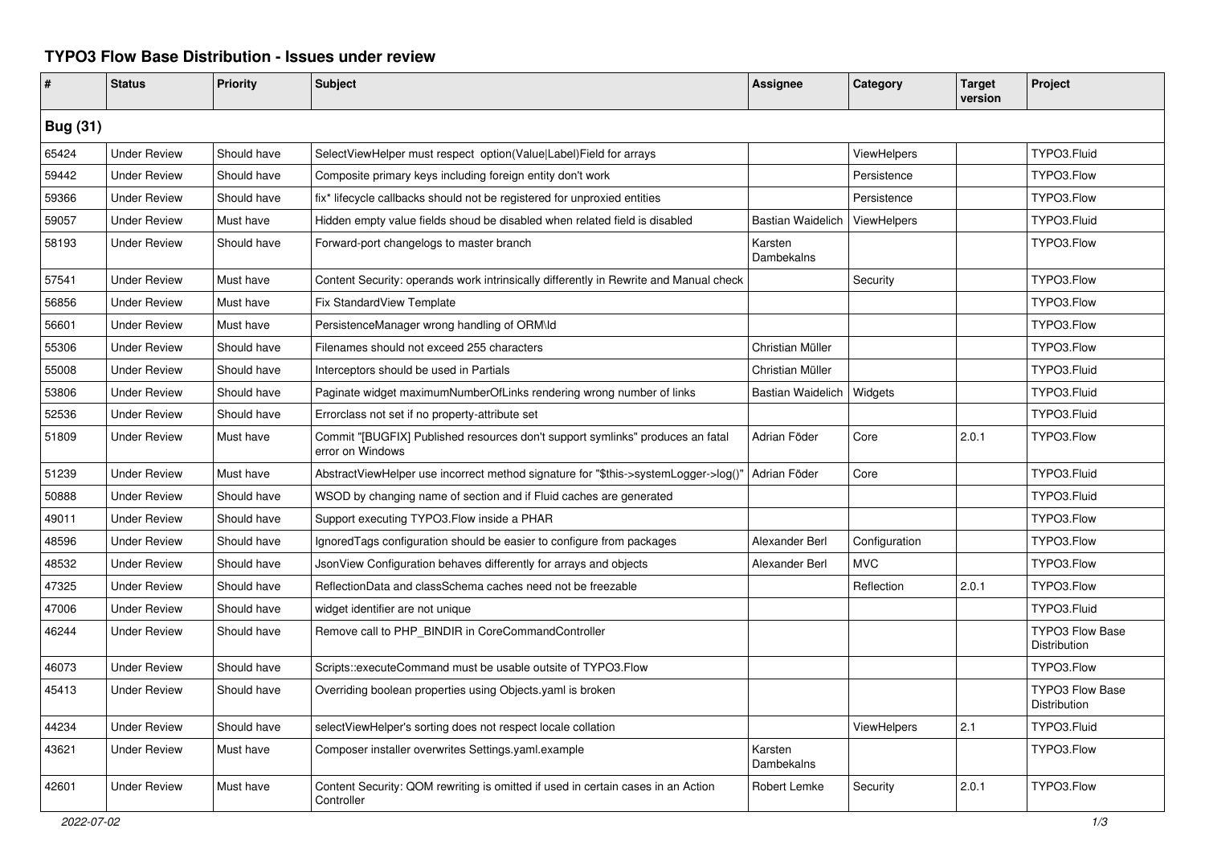# TYPO3 Flow Base Distribution - Issues under review

| # | Status | Priority | Subject | Assignee | Category | Target version | Project |
|---|---|---|---|---|---|---|---|
| **Bug (31)** | | | | | | | |
| 65424 | Under Review | Should have | SelectViewHelper must respect option(Value\|Label)Field for arrays | | ViewHelpers | | TYPO3.Fluid |
| 59442 | Under Review | Should have | Composite primary keys including foreign entity don't work | | Persistence | | TYPO3.Flow |
| 59366 | Under Review | Should have | fix* lifecycle callbacks should not be registered for unproxied entities | | Persistence | | TYPO3.Flow |
| 59057 | Under Review | Must have | Hidden empty value fields shoud be disabled when related field is disabled | Bastian Waidelich | ViewHelpers | | TYPO3.Fluid |
| 58193 | Under Review | Should have | Forward-port changelogs to master branch | Karsten Dambekalns | | | TYPO3.Flow |
| 57541 | Under Review | Must have | Content Security: operands work intrinsically differently in Rewrite and Manual check | | Security | | TYPO3.Flow |
| 56856 | Under Review | Must have | Fix StandardView Template | | | | TYPO3.Flow |
| 56601 | Under Review | Must have | PersistenceManager wrong handling of ORM\Id | | | | TYPO3.Flow |
| 55306 | Under Review | Should have | Filenames should not exceed 255 characters | Christian Müller | | | TYPO3.Flow |
| 55008 | Under Review | Should have | Interceptors should be used in Partials | Christian Müller | | | TYPO3.Fluid |
| 53806 | Under Review | Should have | Paginate widget maximumNumberOfLinks rendering wrong number of links | Bastian Waidelich | Widgets | | TYPO3.Fluid |
| 52536 | Under Review | Should have | Errorclass not set if no property-attribute set | | | | TYPO3.Fluid |
| 51809 | Under Review | Must have | Commit "[BUGFIX] Published resources don't support symlinks" produces an fatal error on Windows | Adrian Föder | Core | 2.0.1 | TYPO3.Flow |
| 51239 | Under Review | Must have | AbstractViewHelper use incorrect method signature for "$this->systemLogger->log()" | Adrian Föder | Core | | TYPO3.Fluid |
| 50888 | Under Review | Should have | WSOD by changing name of section and if Fluid caches are generated | | | | TYPO3.Fluid |
| 49011 | Under Review | Should have | Support executing TYPO3.Flow inside a PHAR | | | | TYPO3.Flow |
| 48596 | Under Review | Should have | IgnoredTags configuration should be easier to configure from packages | Alexander Berl | Configuration | | TYPO3.Flow |
| 48532 | Under Review | Should have | JsonView Configuration behaves differently for arrays and objects | Alexander Berl | MVC | | TYPO3.Flow |
| 47325 | Under Review | Should have | ReflectionData and classSchema caches need not be freezable | | Reflection | 2.0.1 | TYPO3.Flow |
| 47006 | Under Review | Should have | widget identifier are not unique | | | | TYPO3.Fluid |
| 46244 | Under Review | Should have | Remove call to PHP_BINDIR in CoreCommandController | | | | TYPO3 Flow Base Distribution |
| 46073 | Under Review | Should have | Scripts::executeCommand must be usable outsite of TYPO3.Flow | | | | TYPO3.Flow |
| 45413 | Under Review | Should have | Overriding boolean properties using Objects.yaml is broken | | | | TYPO3 Flow Base Distribution |
| 44234 | Under Review | Should have | selectViewHelper's sorting does not respect locale collation | | ViewHelpers | 2.1 | TYPO3.Fluid |
| 43621 | Under Review | Must have | Composer installer overwrites Settings.yaml.example | Karsten Dambekalns | | | TYPO3.Flow |
| 42601 | Under Review | Must have | Content Security: QOM rewriting is omitted if used in certain cases in an Action Controller | Robert Lemke | Security | 2.0.1 | TYPO3.Flow |

*2022-07-02*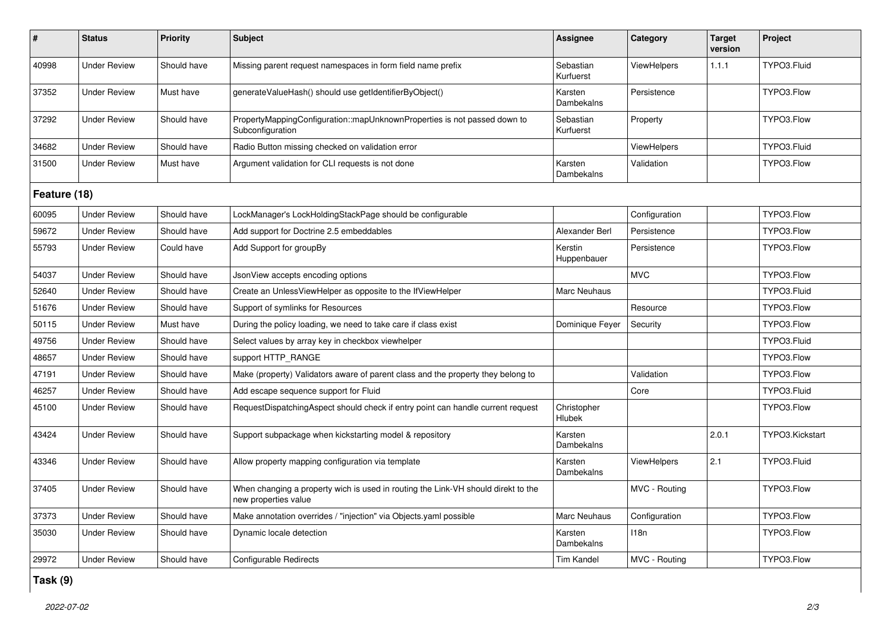| # | Status | Priority | Subject | Assignee | Category | Target version | Project |
|---|---|---|---|---|---|---|---|
| 40998 | Under Review | Should have | Missing parent request namespaces in form field name prefix | Sebastian Kurfuerst | ViewHelpers | 1.1.1 | TYPO3.Fluid |
| 37352 | Under Review | Must have | generateValueHash() should use getIdentifierByObject() | Karsten Dambekalns | Persistence | | TYPO3.Flow |
| 37292 | Under Review | Should have | PropertyMappingConfiguration::mapUnknownProperties is not passed down to Subconfiguration | Sebastian Kurfuerst | Property | | TYPO3.Flow |
| 34682 | Under Review | Should have | Radio Button missing checked on validation error | | ViewHelpers | | TYPO3.Fluid |
| 31500 | Under Review | Must have | Argument validation for CLI requests is not done | Karsten Dambekalns | Validation | | TYPO3.Flow |
| **Feature (18)** | | | | | | | |
| 60095 | Under Review | Should have | LockManager's LockHoldingStackPage should be configurable | | Configuration | | TYPO3.Flow |
| 59672 | Under Review | Should have | Add support for Doctrine 2.5 embeddables | Alexander Berl | Persistence | | TYPO3.Flow |
| 55793 | Under Review | Could have | Add Support for groupBy | Kerstin Huppenbauer | Persistence | | TYPO3.Flow |
| 54037 | Under Review | Should have | JsonView accepts encoding options | | MVC | | TYPO3.Flow |
| 52640 | Under Review | Should have | Create an UnlessViewHelper as opposite to the IfViewHelper | Marc Neuhaus | | | TYPO3.Fluid |
| 51676 | Under Review | Should have | Support of symlinks for Resources | | Resource | | TYPO3.Flow |
| 50115 | Under Review | Must have | During the policy loading, we need to take care if class exist | Dominique Feyer | Security | | TYPO3.Flow |
| 49756 | Under Review | Should have | Select values by array key in checkbox viewhelper | | | | TYPO3.Fluid |
| 48657 | Under Review | Should have | support HTTP_RANGE | | | | TYPO3.Flow |
| 47191 | Under Review | Should have | Make (property) Validators aware of parent class and the property they belong to | | Validation | | TYPO3.Flow |
| 46257 | Under Review | Should have | Add escape sequence support for Fluid | | Core | | TYPO3.Fluid |
| 45100 | Under Review | Should have | RequestDispatchingAspect should check if entry point can handle current request | Christopher Hlubek | | | TYPO3.Flow |
| 43424 | Under Review | Should have | Support subpackage when kickstarting model & repository | Karsten Dambekalns | | 2.0.1 | TYPO3.Kickstart |
| 43346 | Under Review | Should have | Allow property mapping configuration via template | Karsten Dambekalns | ViewHelpers | 2.1 | TYPO3.Fluid |
| 37405 | Under Review | Should have | When changing a property wich is used in routing the Link-VH should direkt to the new properties value | | MVC - Routing | | TYPO3.Flow |
| 37373 | Under Review | Should have | Make annotation overrides / "injection" via Objects.yaml possible | Marc Neuhaus | Configuration | | TYPO3.Flow |
| 35030 | Under Review | Should have | Dynamic locale detection | Karsten Dambekalns | I18n | | TYPO3.Flow |
| 29972 | Under Review | Should have | Configurable Redirects | Tim Kandel | MVC - Routing | | TYPO3.Flow |
| **Task (9)** | | | | | | | |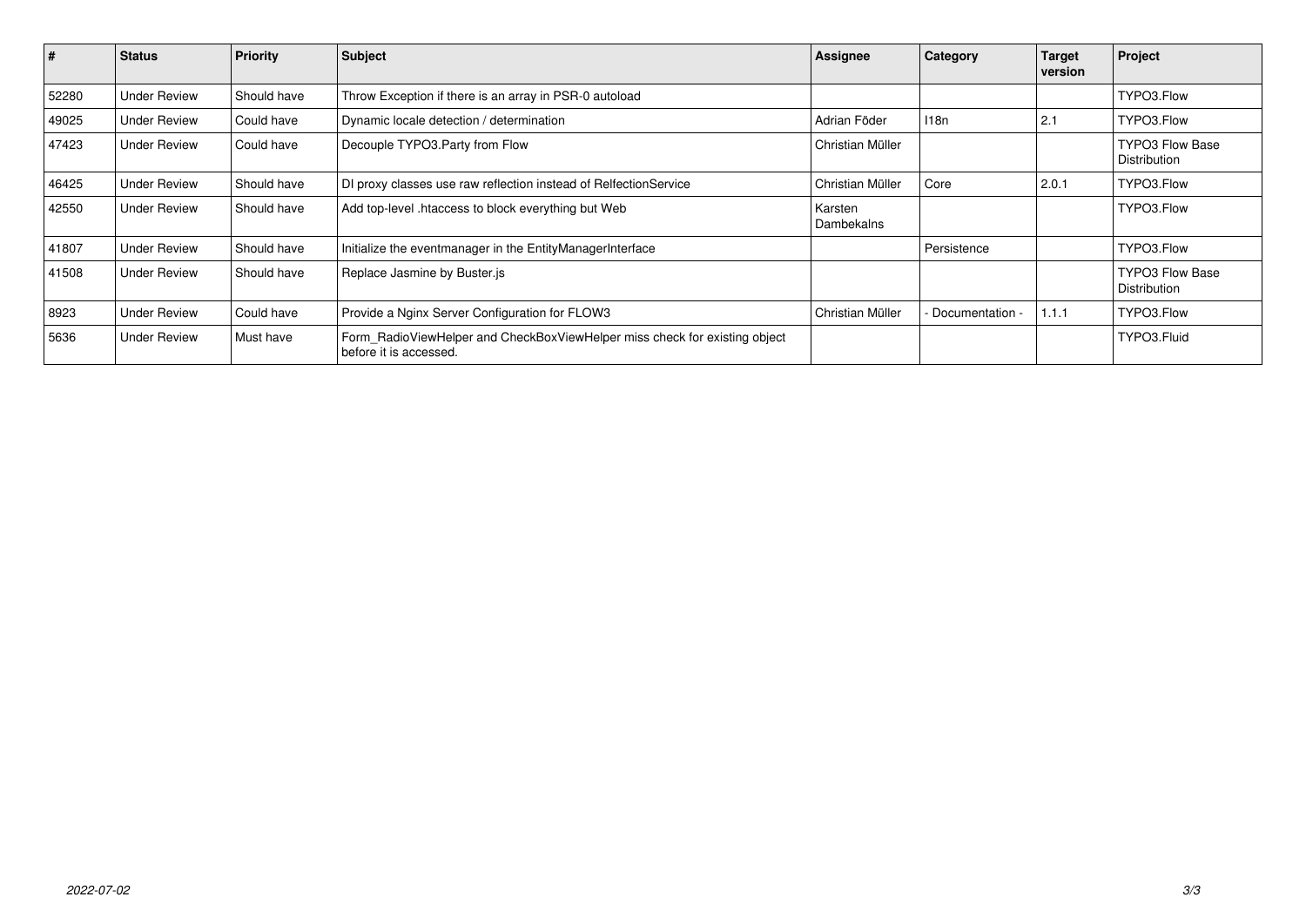| # | Status | Priority | Subject | Assignee | Category | Target version | Project |
|---|---|---|---|---|---|---|---|
| 52280 | Under Review | Should have | Throw Exception if there is an array in PSR-0 autoload | | | | TYPO3.Flow |
| 49025 | Under Review | Could have | Dynamic locale detection / determination | Adrian Föder | I18n | 2.1 | TYPO3.Flow |
| 47423 | Under Review | Could have | Decouple TYPO3.Party from Flow | Christian Müller | | | TYPO3 Flow Base Distribution |
| 46425 | Under Review | Should have | DI proxy classes use raw reflection instead of RelfectionService | Christian Müller | Core | 2.0.1 | TYPO3.Flow |
| 42550 | Under Review | Should have | Add top-level .htaccess to block everything but Web | Karsten Dambekalns | | | TYPO3.Flow |
| 41807 | Under Review | Should have | Initialize the eventmanager in the EntityManagerInterface | | Persistence | | TYPO3.Flow |
| 41508 | Under Review | Should have | Replace Jasmine by Buster.js | | | | TYPO3 Flow Base Distribution |
| 8923 | Under Review | Could have | Provide a Nginx Server Configuration for FLOW3 | Christian Müller | - Documentation - | 1.1.1 | TYPO3.Flow |
| 5636 | Under Review | Must have | Form_RadioViewHelper and CheckBoxViewHelper miss check for existing object before it is accessed. | | | | TYPO3.Fluid |

*2022-07-02*